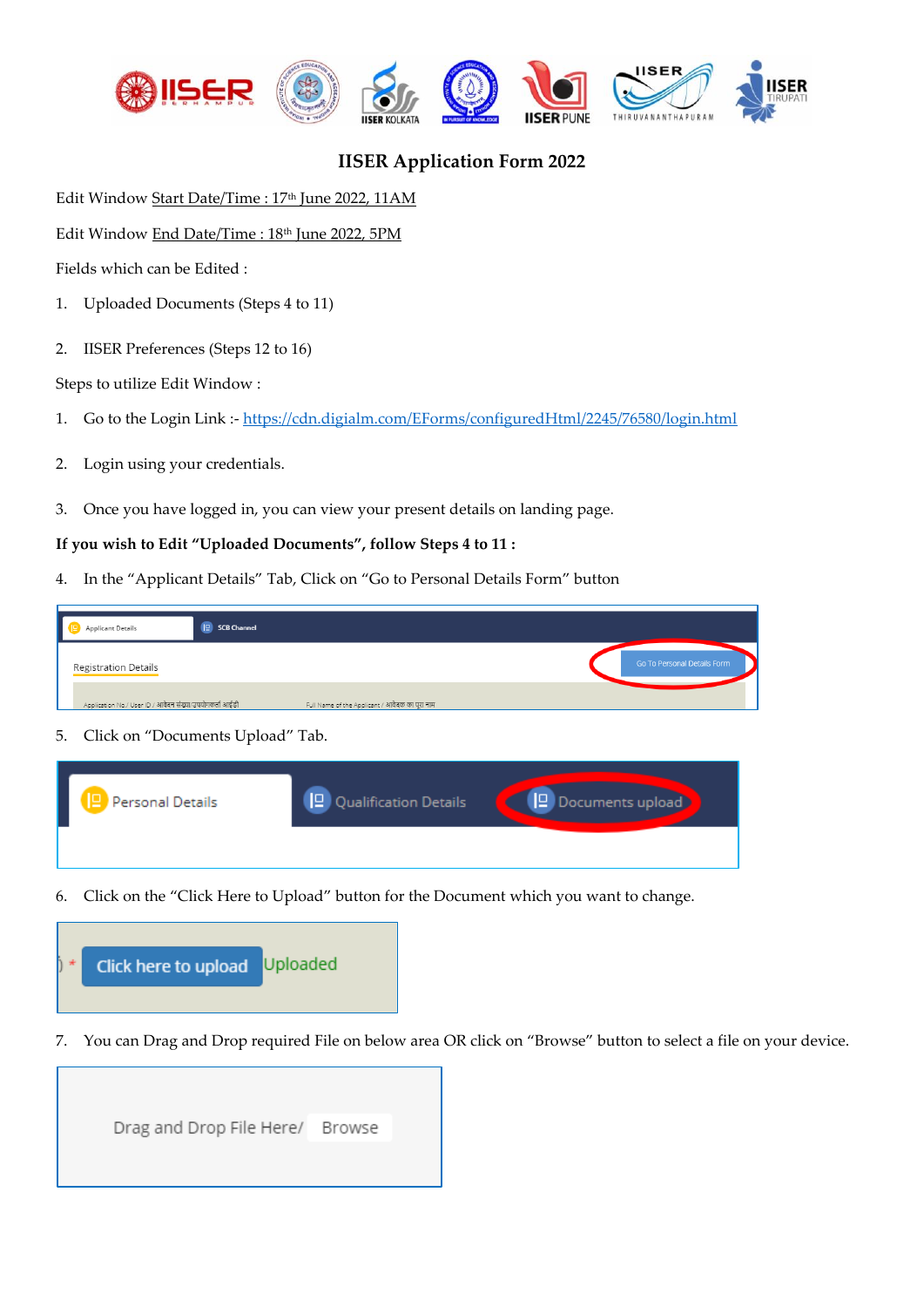# IISER Application Form 2022

Edit Window Start Date/Time : 17th June 2022, 11AM

Edit Window End Date/Time : 18th June 2022, 5PM

Fields which can be Edited :

1. Uploaded Documents (Steps 4 to 11)

2. IISER Preferences (Steps 12 to 16)

Steps to utilize Edit Window :

1. Go to the Login Link :- https://cdn.digialm.com/EForms/configuredHtml/2245/76580/login.html

2. Login using your credentials.

3. Once you have logged in, you can view your present details on landing page.

**If you wish to Edit "Uploaded Documents", follow Steps 4 to 11 :**

4. In the "Applicant Details" Tab, Click on "Go to Personal Details Form" button

5. Click on "Documents Upload" Tab.

6. Click on the "Click Here to Upload" button for the Document which you want to change.

7. You can Drag and Drop required File on below area OR click on "Browse" button to select a file on your device.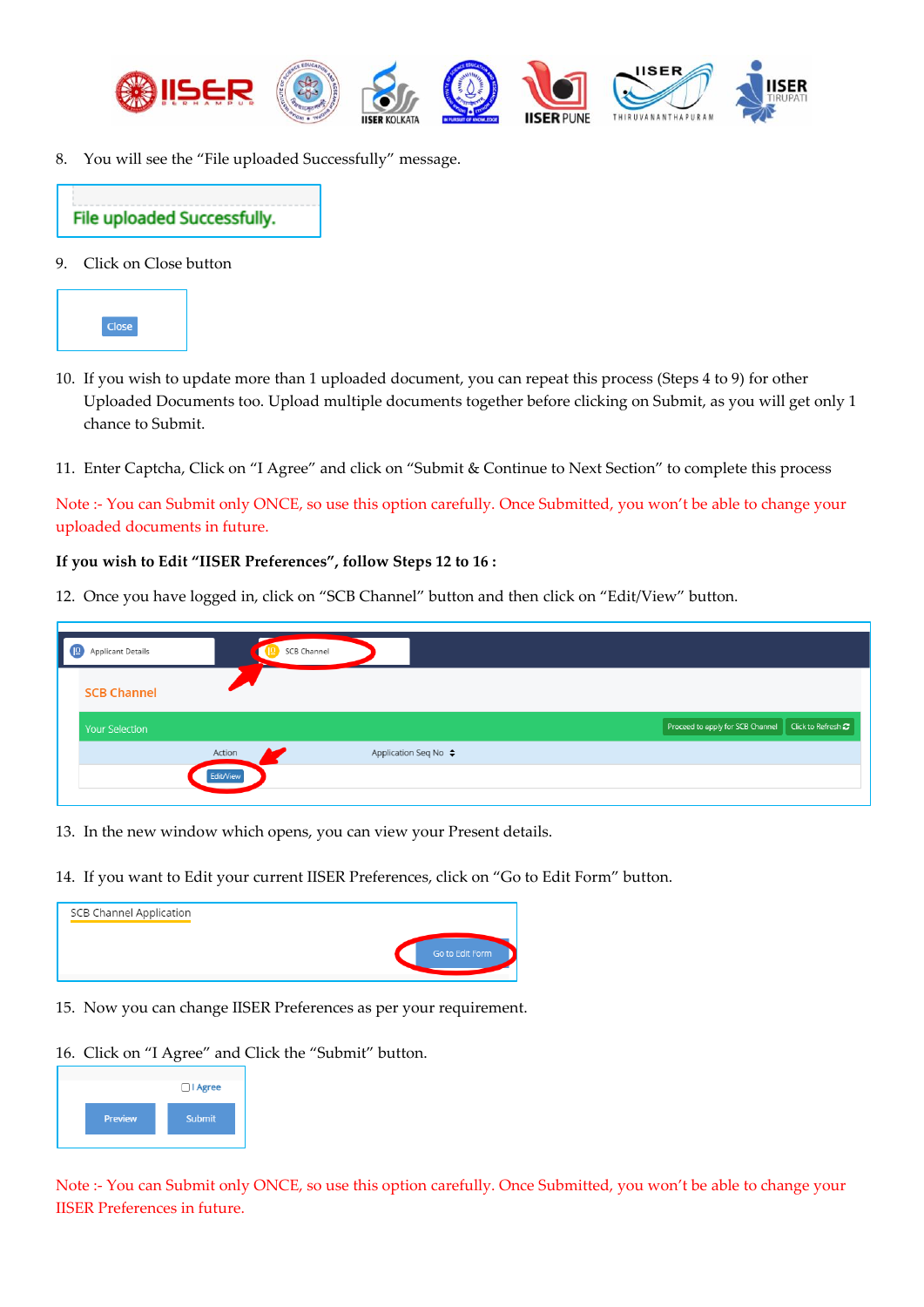8. You will see the "File uploaded Successfully" message.

File uploaded Successfully.

9. Click on Close button

Close

10. If you wish to update more than 1 uploaded document, you can repeat this process (Steps 4 to 9) for other Uploaded Documents too. Upload multiple documents together before clicking on Submit, as you will get only 1 chance to Submit.

11. Enter Captcha, Click on "I Agree" and click on "Submit & Continue to Next Section" to complete this process

Note :- You can Submit only ONCE, so use this option carefully. Once Submitted, you won't be able to change your uploaded documents in future.

**If you wish to Edit "IISER Preferences", follow Steps 12 to 16 :**

12. Once you have logged in, click on "SCB Channel" button and then click on "Edit/View" button.

Applicant Details
SCB Channel
SCB Channel
Your Selection
Proceed to apply for SCB Channel
Click to Refresh
Action
Application Seq No
Edit/View

13. In the new window which opens, you can view your Present details.

14. If you want to Edit your current IISER Preferences, click on "Go to Edit Form" button.

SCB Channel Application
Go to Edit Form

15. Now you can change IISER Preferences as per your requirement.

16. Click on "I Agree" and Click the "Submit" button.

I Agree
Preview
Submit

Note :- You can Submit only ONCE, so use this option carefully. Once Submitted, you won't be able to change your IISER Preferences in future.